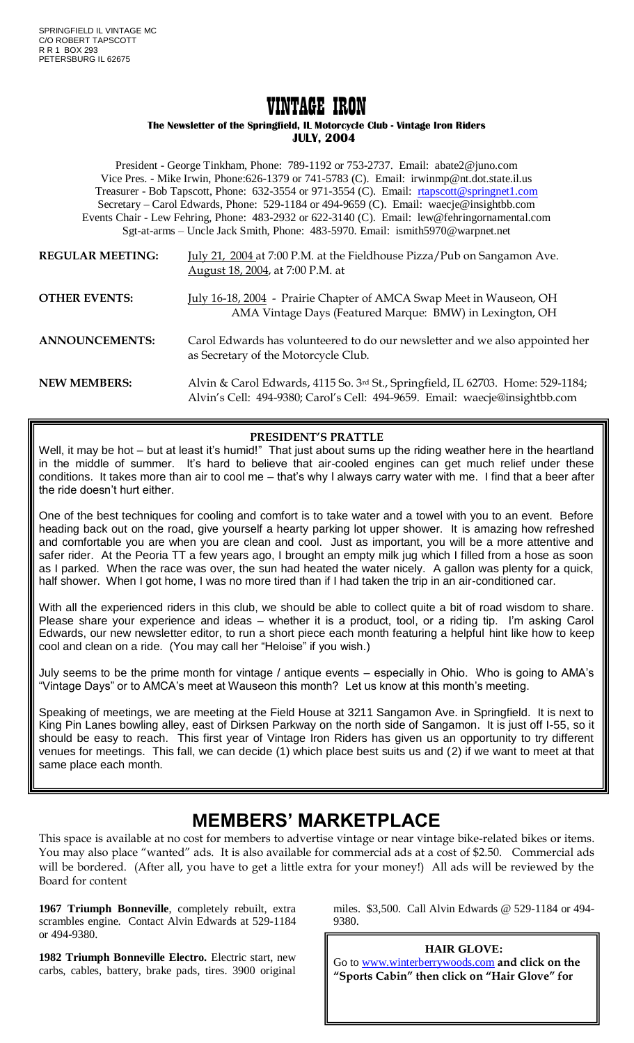SPRINGFIELD IL VINTAGE MC
C/O ROBERT TAPSCOTT
R R 1 BOX 293
PETERSBURG IL 62675

# VINTAGE IRON

**The Newsletter of the Springfield, IL Motorcycle Club - Vintage Iron Riders**
**JULY, 2004**

President - George Tinkham, Phone: 789-1192 or 753-2737. Email: abate2@juno.com
Vice Pres. - Mike Irwin, Phone:626-1379 or 741-5783 (C). Email: irwinmp@nt.dot.state.il.us
Treasurer - Bob Tapscott, Phone: 632-3554 or 971-3554 (C). Email: rtapscott@springnet1.com
Secretary – Carol Edwards, Phone: 529-1184 or 494-9659 (C). Email: waecje@insightbb.com
Events Chair - Lew Fehring, Phone: 483-2932 or 622-3140 (C). Email: lew@fehringornamental.com
Sgt-at-arms – Uncle Jack Smith, Phone: 483-5970. Email: ismith5970@warpnet.net

**REGULAR MEETING:** July 21, 2004 at 7:00 P.M. at the Fieldhouse Pizza/Pub on Sangamon Ave.
August 18, 2004, at 7:00 P.M. at

**OTHER EVENTS:** July 16-18, 2004 - Prairie Chapter of AMCA Swap Meet in Wauseon, OH
AMA Vintage Days (Featured Marque: BMW) in Lexington, OH

**ANNOUNCEMENTS:** Carol Edwards has volunteered to do our newsletter and we also appointed her as Secretary of the Motorcycle Club.

**NEW MEMBERS:** Alvin & Carol Edwards, 4115 So. 3rd St., Springfield, IL 62703. Home: 529-1184; Alvin's Cell: 494-9380; Carol's Cell: 494-9659. Email: waecje@insightbb.com

## PRESIDENT'S PRATTLE

Well, it may be hot – but at least it's humid!" That just about sums up the riding weather here in the heartland in the middle of summer. It's hard to believe that air-cooled engines can get much relief under these conditions. It takes more than air to cool me – that's why I always carry water with me. I find that a beer after the ride doesn't hurt either.

One of the best techniques for cooling and comfort is to take water and a towel with you to an event. Before heading back out on the road, give yourself a hearty parking lot upper shower. It is amazing how refreshed and comfortable you are when you are clean and cool. Just as important, you will be a more attentive and safer rider. At the Peoria TT a few years ago, I brought an empty milk jug which I filled from a hose as soon as I parked. When the race was over, the sun had heated the water nicely. A gallon was plenty for a quick, half shower. When I got home, I was no more tired than if I had taken the trip in an air-conditioned car.

With all the experienced riders in this club, we should be able to collect quite a bit of road wisdom to share. Please share your experience and ideas – whether it is a product, tool, or a riding tip. I'm asking Carol Edwards, our new newsletter editor, to run a short piece each month featuring a helpful hint like how to keep cool and clean on a ride. (You may call her "Heloise" if you wish.)

July seems to be the prime month for vintage / antique events – especially in Ohio. Who is going to AMA's "Vintage Days" or to AMCA's meet at Wauseon this month? Let us know at this month's meeting.

Speaking of meetings, we are meeting at the Field House at 3211 Sangamon Ave. in Springfield. It is next to King Pin Lanes bowling alley, east of Dirksen Parkway on the north side of Sangamon. It is just off I-55, so it should be easy to reach. This first year of Vintage Iron Riders has given us an opportunity to try different venues for meetings. This fall, we can decide (1) which place best suits us and (2) if we want to meet at that same place each month.

# MEMBERS' MARKETPLACE

This space is available at no cost for members to advertise vintage or near vintage bike-related bikes or items. You may also place "wanted" ads. It is also available for commercial ads at a cost of $2.50. Commercial ads will be bordered. (After all, you have to get a little extra for your money!) All ads will be reviewed by the Board for content

**1967 Triumph Bonneville**, completely rebuilt, extra scrambles engine. Contact Alvin Edwards at 529-1184 or 494-9380.

**1982 Triumph Bonneville Electro.** Electric start, new carbs, cables, battery, brake pads, tires. 3900 original miles. $3,500. Call Alvin Edwards @ 529-1184 or 494-9380.

**HAIR GLOVE:**
Go to www.winterberrywoods.com **and click on the "Sports Cabin" then click on "Hair Glove" for**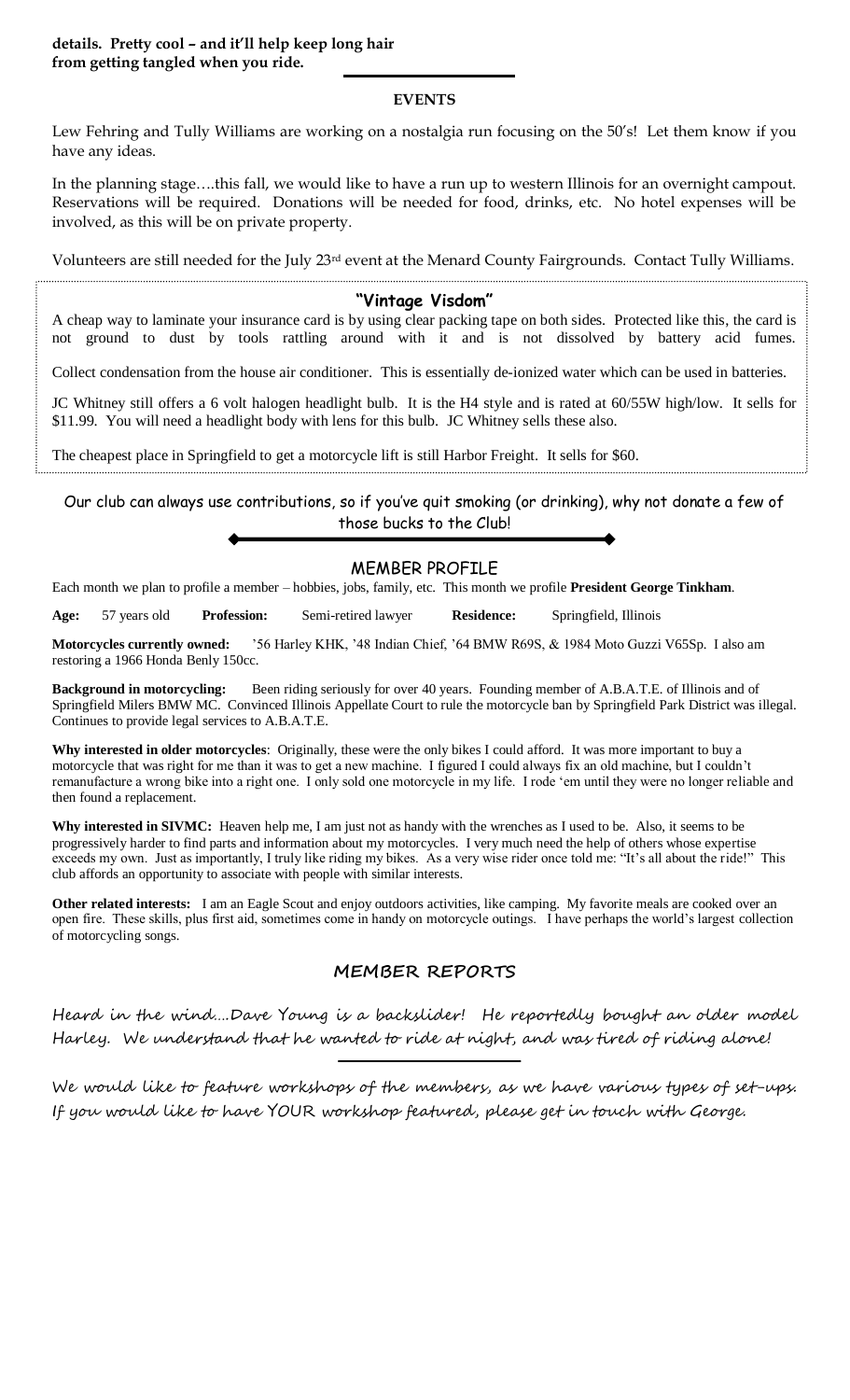**details. Pretty cool – and it'll help keep long hair from getting tangled when you ride.**

## EVENTS

Lew Fehring and Tully Williams are working on a nostalgia run focusing on the 50's! Let them know if you have any ideas.

In the planning stage….this fall, we would like to have a run up to western Illinois for an overnight campout. Reservations will be required. Donations will be needed for food, drinks, etc. No hotel expenses will be involved, as this will be on private property.

Volunteers are still needed for the July 23rd event at the Menard County Fairgrounds. Contact Tully Williams.

## "Vintage Visdom"

A cheap way to laminate your insurance card is by using clear packing tape on both sides. Protected like this, the card is not ground to dust by tools rattling around with it and is not dissolved by battery acid fumes.

Collect condensation from the house air conditioner. This is essentially de-ionized water which can be used in batteries.

JC Whitney still offers a 6 volt halogen headlight bulb. It is the H4 style and is rated at 60/55W high/low. It sells for $11.99. You will need a headlight body with lens for this bulb. JC Whitney sells these also.

The cheapest place in Springfield to get a motorcycle lift is still Harbor Freight. It sells for $60.

Our club can always use contributions, so if you've quit smoking (or drinking), why not donate a few of those bucks to the Club!

## MEMBER PROFILE

Each month we plan to profile a member – hobbies, jobs, family, etc. This month we profile **President George Tinkham**.

**Age:** 57 years old **Profession:** Semi-retired lawyer **Residence:** Springfield, Illinois

**Motorcycles currently owned:** '56 Harley KHK, '48 Indian Chief, '64 BMW R69S, & 1984 Moto Guzzi V65Sp. I also am restoring a 1966 Honda Benly 150cc.

**Background in motorcycling:** Been riding seriously for over 40 years. Founding member of A.B.A.T.E. of Illinois and of Springfield Milers BMW MC. Convinced Illinois Appellate Court to rule the motorcycle ban by Springfield Park District was illegal. Continues to provide legal services to A.B.A.T.E.

**Why interested in older motorcycles**: Originally, these were the only bikes I could afford. It was more important to buy a motorcycle that was right for me than it was to get a new machine. I figured I could always fix an old machine, but I couldn't remanufacture a wrong bike into a right one. I only sold one motorcycle in my life. I rode 'em until they were no longer reliable and then found a replacement.

**Why interested in SIVMC:** Heaven help me, I am just not as handy with the wrenches as I used to be. Also, it seems to be progressively harder to find parts and information about my motorcycles. I very much need the help of others whose expertise exceeds my own. Just as importantly, I truly like riding my bikes. As a very wise rider once told me: "It's all about the ride!" This club affords an opportunity to associate with people with similar interests.

**Other related interests:** I am an Eagle Scout and enjoy outdoors activities, like camping. My favorite meals are cooked over an open fire. These skills, plus first aid, sometimes come in handy on motorcycle outings. I have perhaps the world's largest collection of motorcycling songs.

## MEMBER REPORTS

Heard in the wind….Dave Young is a backslider! He reportedly bought an older model Harley. We understand that he wanted to ride at night, and was tired of riding alone!

We would like to feature workshops of the members, as we have various types of set-ups. If you would like to have YOUR workshop featured, please get in touch with George.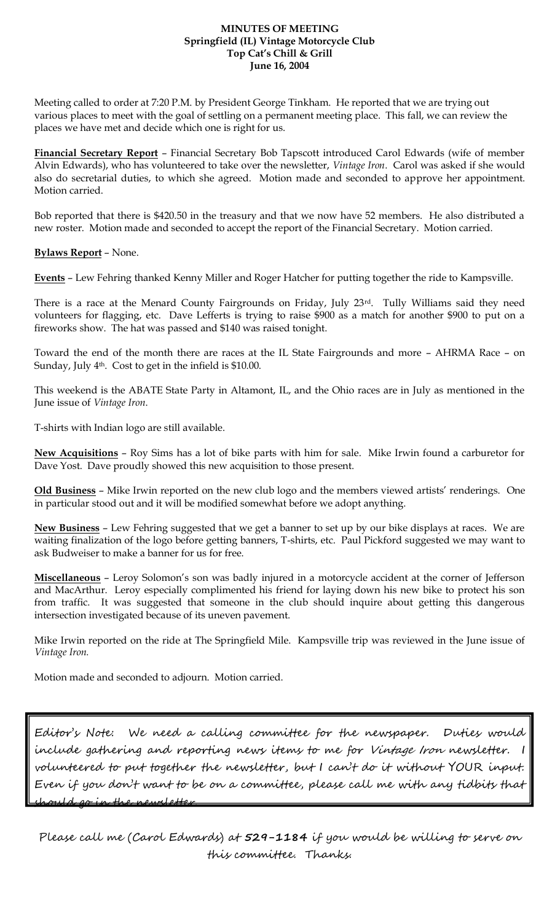**MINUTES OF MEETING**
**Springfield (IL) Vintage Motorcycle Club**
**Top Cat's Chill & Grill**
**June 16, 2004**

Meeting called to order at 7:20 P.M. by President George Tinkham. He reported that we are trying out various places to meet with the goal of settling on a permanent meeting place. This fall, we can review the places we have met and decide which one is right for us.

**Financial Secretary Report** – Financial Secretary Bob Tapscott introduced Carol Edwards (wife of member Alvin Edwards), who has volunteered to take over the newsletter, *Vintage Iron*. Carol was asked if she would also do secretarial duties, to which she agreed. Motion made and seconded to approve her appointment. Motion carried.

Bob reported that there is $420.50 in the treasury and that we now have 52 members. He also distributed a new roster. Motion made and seconded to accept the report of the Financial Secretary. Motion carried.

**Bylaws Report** – None.

**Events** – Lew Fehring thanked Kenny Miller and Roger Hatcher for putting together the ride to Kampsville.

There is a race at the Menard County Fairgrounds on Friday, July 23rd. Tully Williams said they need volunteers for flagging, etc. Dave Lefferts is trying to raise $900 as a match for another $900 to put on a fireworks show. The hat was passed and $140 was raised tonight.

Toward the end of the month there are races at the IL State Fairgrounds and more – AHRMA Race – on Sunday, July 4th. Cost to get in the infield is $10.00.

This weekend is the ABATE State Party in Altamont, IL, and the Ohio races are in July as mentioned in the June issue of *Vintage Iron*.

T-shirts with Indian logo are still available.

**New Acquisitions** – Roy Sims has a lot of bike parts with him for sale. Mike Irwin found a carburetor for Dave Yost. Dave proudly showed this new acquisition to those present.

**Old Business** – Mike Irwin reported on the new club logo and the members viewed artists' renderings. One in particular stood out and it will be modified somewhat before we adopt anything.

**New Business** – Lew Fehring suggested that we get a banner to set up by our bike displays at races. We are waiting finalization of the logo before getting banners, T-shirts, etc. Paul Pickford suggested we may want to ask Budweiser to make a banner for us for free.

**Miscellaneous** – Leroy Solomon's son was badly injured in a motorcycle accident at the corner of Jefferson and MacArthur. Leroy especially complimented his friend for laying down his new bike to protect his son from traffic. It was suggested that someone in the club should inquire about getting this dangerous intersection investigated because of its uneven pavement.

Mike Irwin reported on the ride at The Springfield Mile. Kampsville trip was reviewed in the June issue of *Vintage Iron.*

Motion made and seconded to adjourn. Motion carried.

Editor's Note: We need a calling committee for the newspaper. Duties would include gathering and reporting news items to me for Vintage Iron newsletter. I volunteered to put together the newsletter, but I can't do it without YOUR input. Even if you don't want to be on a committee, please call me with any tidbits that should go in the newsletter.

Please call me (Carol Edwards) at **529-1184** if you would be willing to serve on this committee. Thanks.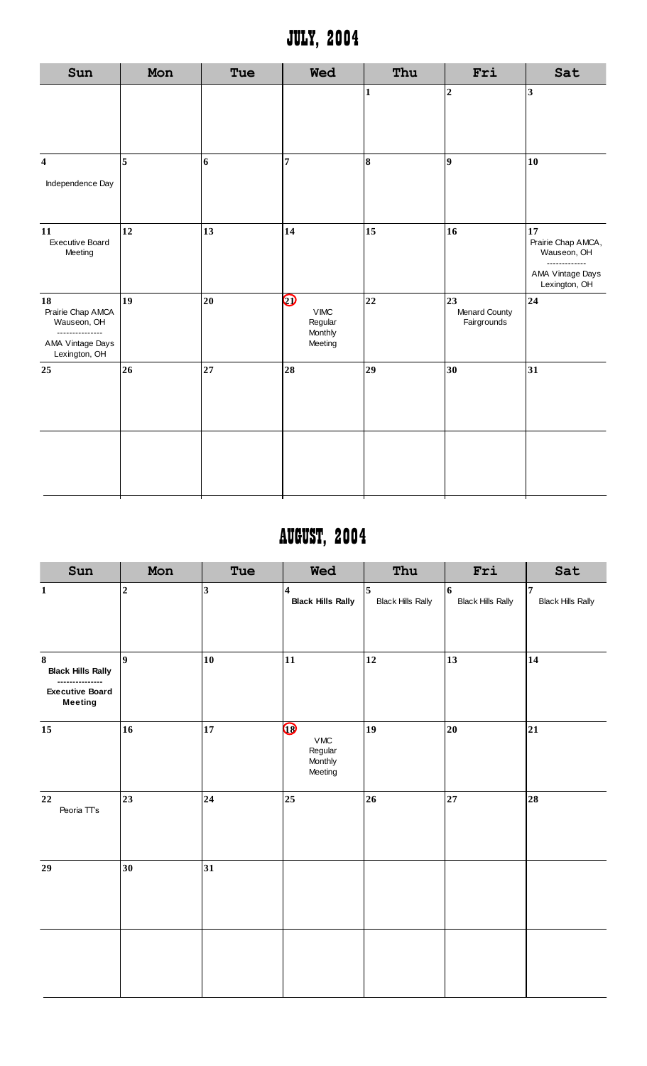# JULY, 2004

| Sun | Mon | Tue | Wed | Thu | Fri | Sat |
|---|---|---|---|---|---|---|
| | | | | 1 | 2 | 3 |
| 4<br>Independence Day | 5 | 6 | 7 | 8 | 9 | 10 |
| 11<br>Executive Board Meeting | 12 | 13 | 14 | 15 | 16 | 17<br>Prairie Chap AMCA, Wauseon, OH<br>-------------<br>AMA Vintage Days Lexington, OH |
| 18<br>Prairie Chap AMCA Wauseon, OH<br>---------------<br>AMA Vintage Days Lexington, OH | 19 | 20 | 21<br>VMC Regular Monthly Meeting | 22 | 23<br>Menard County Fairgrounds | 24 |
| 25 | 26 | 27 | 28 | 29 | 30 | 31 |
| | | | | | | |

# AUGUST, 2004

| Sun | Mon | Tue | Wed | Thu | Fri | Sat |
|---|---|---|---|---|---|---|
| 1 | 2 | 3 | 4<br>**Black Hills Rally** | 5<br>Black Hills Rally | 6<br>Black Hills Rally | 7<br>Black Hills Rally |
| 8<br>**Black Hills Rally**<br>---------------<br>**Executive Board Meeting** | 9 | 10 | 11 | 12 | 13 | 14 |
| 15 | 16 | 17 | 18<br>VMC Regular Monthly Meeting | 19 | 20 | 21 |
| 22<br>Peoria TT's | 23 | 24 | 25 | 26 | 27 | 28 |
| 29 | 30 | 31 | | | | |
| | | | | | | |